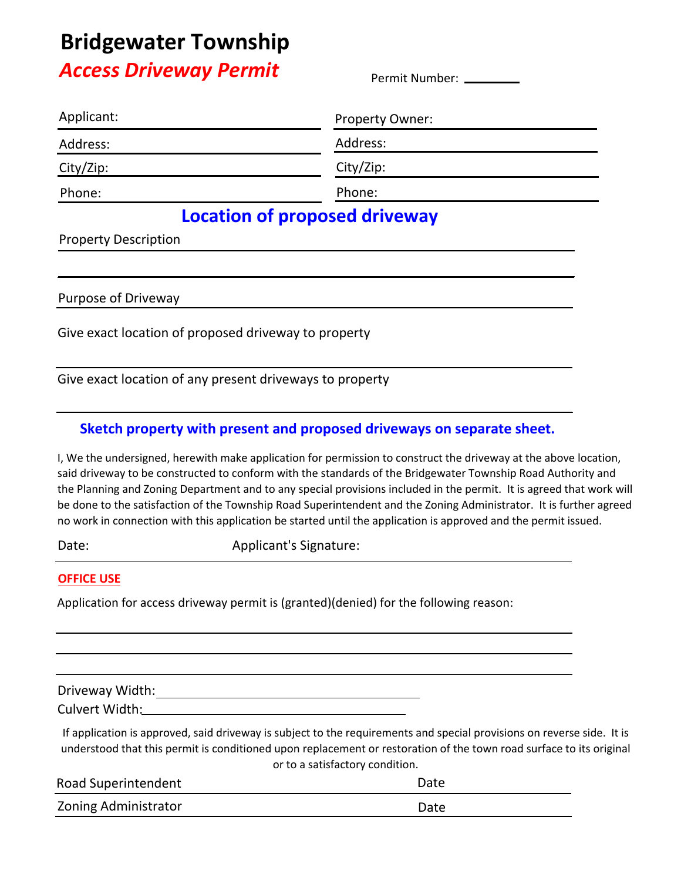# Bridgewater Township

## *Access Driveway Permit*

Permit Number: ________

| Applicant: | Property Owner: |
|---|---|
| Address: | Address: |
| City/Zip: | City/Zip: |
| Phone: | Phone: |

## Location of proposed driveway

Property Description ____________________________________________

____________________________________________

Purpose of Driveway ____________________________________________

Give exact location of proposed driveway to property

____________________________________________

Give exact location of any present driveways to property

____________________________________________

**Sketch property with present and proposed driveways on separate sheet.**

I, We the undersigned, herewith make application for permission to construct the driveway at the above location, said driveway to be constructed to conform with the standards of the Bridgewater Township Road Authority and the Planning and Zoning Department and to any special provisions included in the permit. It is agreed that work will be done to the satisfaction of the Township Road Superintendent and the Zoning Administrator. It is further agreed no work in connection with this application be started until the application is approved and the permit issued.

Date: Applicant's Signature: ____________________________________________

**OFFICE USE**

Application for access driveway permit is (granted)(denied) for the following reason:

____________________________________________

____________________________________________

____________________________________________

Driveway Width: ____________________________________________

Culvert Width: ____________________________________________

If application is approved, said driveway is subject to the requirements and special provisions on reverse side. It is understood that this permit is conditioned upon replacement or restoration of the town road surface to its original or to a satisfactory condition.

Road Superintendent Date ____________________________________________

Zoning Administrator Date ____________________________________________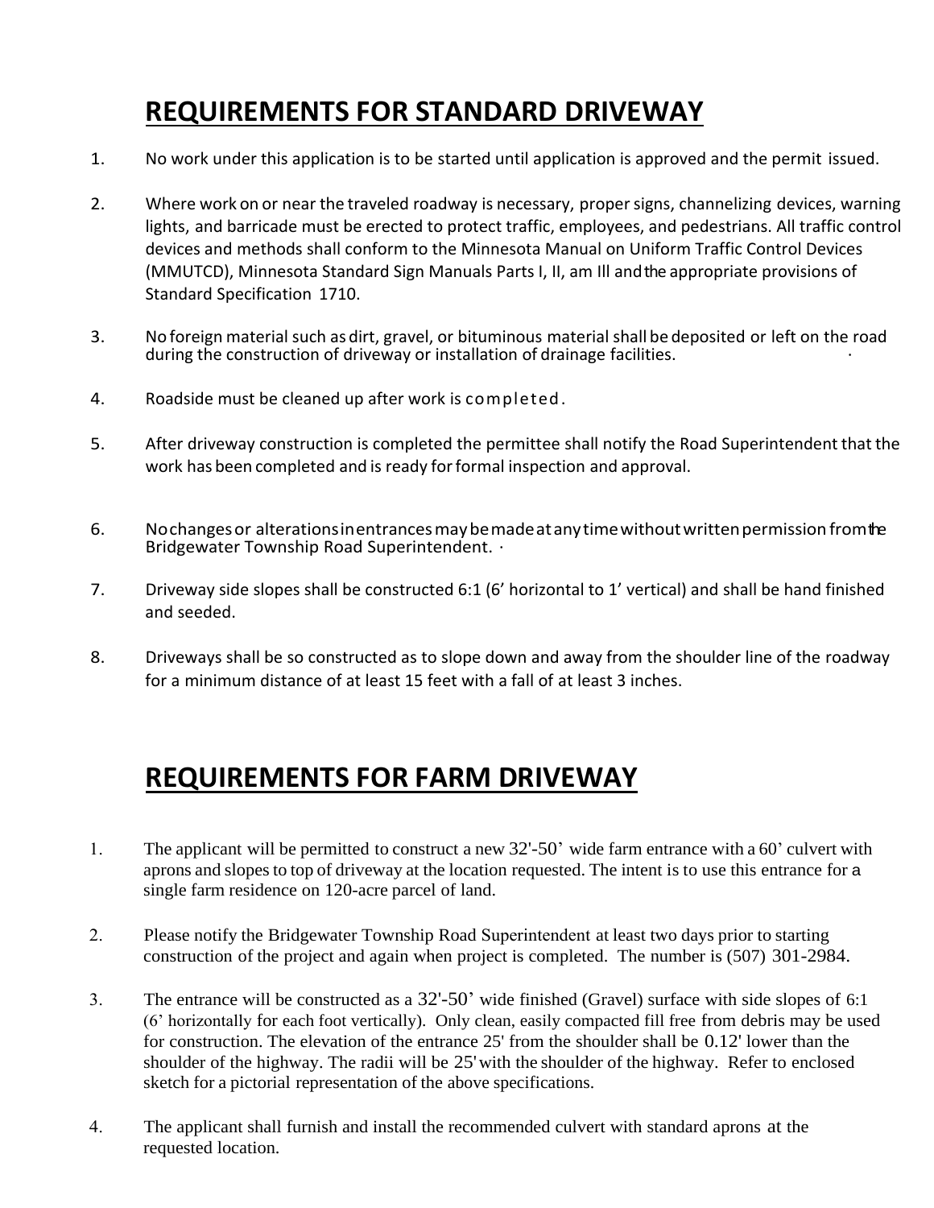## REQUIREMENTS FOR STANDARD DRIVEWAY

1. No work under this application is to be started until application is approved and the permit issued.

2. Where work on or near the traveled roadway is necessary, proper signs, channelizing devices, warning lights, and barricade must be erected to protect traffic, employees, and pedestrians. All traffic control devices and methods shall conform to the Minnesota Manual on Uniform Traffic Control Devices (MMUTCD), Minnesota Standard Sign Manuals Parts I, II, am Ill and the appropriate provisions of Standard Specification 1710.

3. No foreign material such as dirt, gravel, or bituminous material shall be deposited or left on the road during the construction of driveway or installation of drainage facilities.

4. Roadside must be cleaned up after work is completed.

5. After driveway construction is completed the permittee shall notify the Road Superintendent that the work has been completed and is ready for formal inspection and approval.

6. No changes or alterations in entrances may be made at any time without written permission from the Bridgewater Township Road Superintendent.

7. Driveway side slopes shall be constructed 6:1 (6' horizontal to 1' vertical) and shall be hand finished and seeded.

8. Driveways shall be so constructed as to slope down and away from the shoulder line of the roadway for a minimum distance of at least 15 feet with a fall of at least 3 inches.

## REQUIREMENTS FOR FARM DRIVEWAY

1. The applicant will be permitted to construct a new 32'-50' wide farm entrance with a 60' culvert with aprons and slopes to top of driveway at the location requested. The intent is to use this entrance for a single farm residence on 120-acre parcel of land.

2. Please notify the Bridgewater Township Road Superintendent at least two days prior to starting construction of the project and again when project is completed. The number is (507) 301-2984.

3. The entrance will be constructed as a 32'-50' wide finished (Gravel) surface with side slopes of 6:1 (6' horizontally for each foot vertically). Only clean, easily compacted fill free from debris may be used for construction. The elevation of the entrance 25' from the shoulder shall be 0.12' lower than the shoulder of the highway. The radii will be 25' with the shoulder of the highway. Refer to enclosed sketch for a pictorial representation of the above specifications.

4. The applicant shall furnish and install the recommended culvert with standard aprons at the requested location.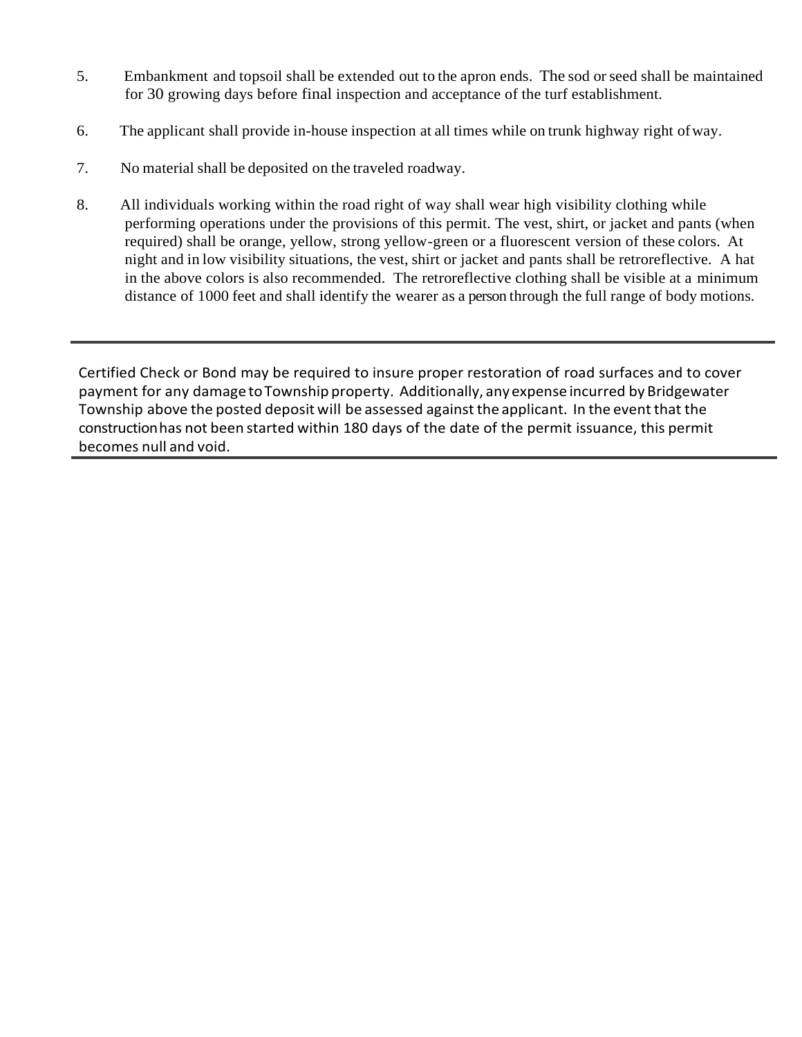5. Embankment and topsoil shall be extended out to the apron ends. The sod or seed shall be maintained for 30 growing days before final inspection and acceptance of the turf establishment.

6. The applicant shall provide in-house inspection at all times while on trunk highway right of way.

7. No material shall be deposited on the traveled roadway.

8. All individuals working within the road right of way shall wear high visibility clothing while performing operations under the provisions of this permit. The vest, shirt, or jacket and pants (when required) shall be orange, yellow, strong yellow-green or a fluorescent version of these colors. At night and in low visibility situations, the vest, shirt or jacket and pants shall be retroreflective. A hat in the above colors is also recommended. The retroreflective clothing shall be visible at a minimum distance of 1000 feet and shall identify the wearer as a person through the full range of body motions.

---

Certified Check or Bond may be required to insure proper restoration of road surfaces and to cover payment for any damage to Township property. Additionally, any expense incurred by Bridgewater Township above the posted deposit will be assessed against the applicant. In the event that the construction has not been started within 180 days of the date of the permit issuance, this permit becomes null and void.

---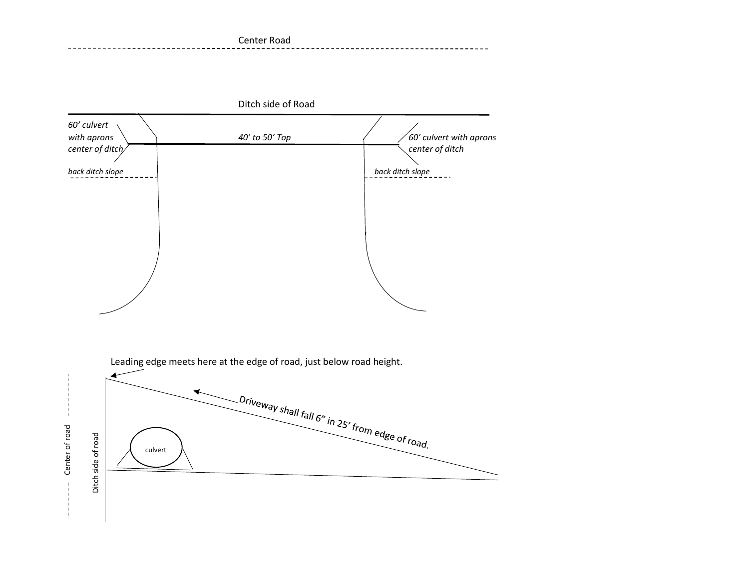Center Road

Ditch side of Road

*60' culvert with aprons center of ditch*

*40' to 50' Top*

*60' culvert with aprons center of ditch*

*back ditch slope*

*back ditch slope*

Leading edge meets here at the edge of road, just below road height.

Driveway shall fall 6" in 25' from edge of road.

culvert

Center of road

Ditch side of road